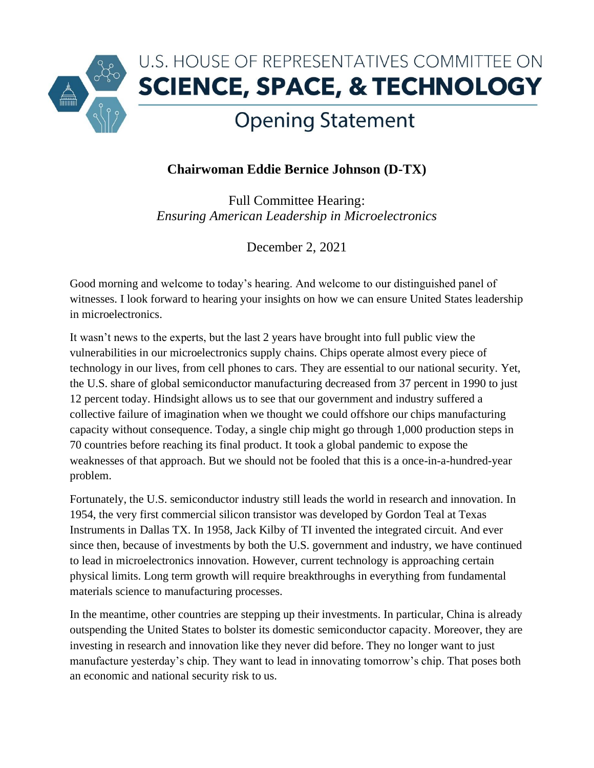# U.S. HOUSE OF REPRESENTATIVES COMMITTEE ON SCIENCE, SPACE, & TECHNOLOGY

## Opening Statement

**Chairwoman Eddie Bernice Johnson (D-TX)**

Full Committee Hearing:
*Ensuring American Leadership in Microelectronics*

December 2, 2021

Good morning and welcome to today's hearing. And welcome to our distinguished panel of witnesses. I look forward to hearing your insights on how we can ensure United States leadership in microelectronics.

It wasn't news to the experts, but the last 2 years have brought into full public view the vulnerabilities in our microelectronics supply chains. Chips operate almost every piece of technology in our lives, from cell phones to cars. They are essential to our national security. Yet, the U.S. share of global semiconductor manufacturing decreased from 37 percent in 1990 to just 12 percent today. Hindsight allows us to see that our government and industry suffered a collective failure of imagination when we thought we could offshore our chips manufacturing capacity without consequence. Today, a single chip might go through 1,000 production steps in 70 countries before reaching its final product. It took a global pandemic to expose the weaknesses of that approach. But we should not be fooled that this is a once-in-a-hundred-year problem.

Fortunately, the U.S. semiconductor industry still leads the world in research and innovation. In 1954, the very first commercial silicon transistor was developed by Gordon Teal at Texas Instruments in Dallas TX. In 1958, Jack Kilby of TI invented the integrated circuit. And ever since then, because of investments by both the U.S. government and industry, we have continued to lead in microelectronics innovation. However, current technology is approaching certain physical limits. Long term growth will require breakthroughs in everything from fundamental materials science to manufacturing processes.

In the meantime, other countries are stepping up their investments. In particular, China is already outspending the United States to bolster its domestic semiconductor capacity. Moreover, they are investing in research and innovation like they never did before. They no longer want to just manufacture yesterday's chip. They want to lead in innovating tomorrow's chip. That poses both an economic and national security risk to us.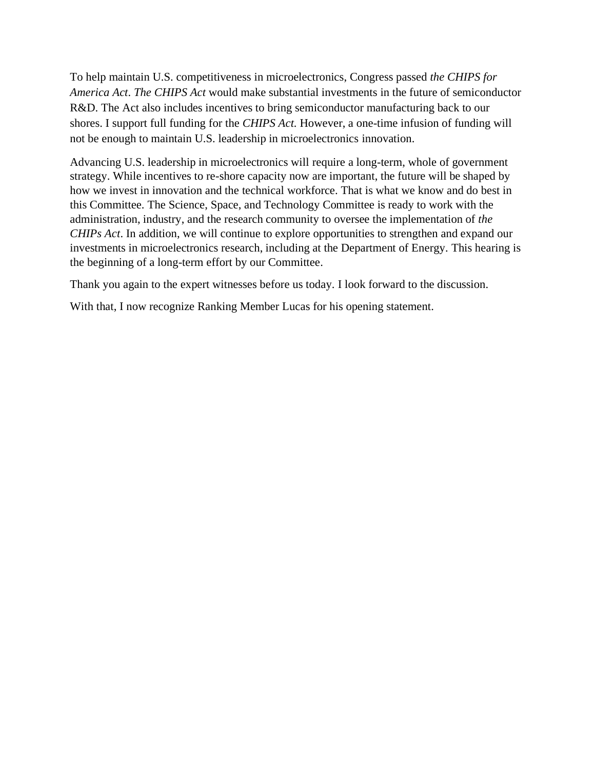To help maintain U.S. competitiveness in microelectronics, Congress passed *the CHIPS for America Act*. *The CHIPS Act* would make substantial investments in the future of semiconductor R&D. The Act also includes incentives to bring semiconductor manufacturing back to our shores. I support full funding for the *CHIPS Act.* However, a one-time infusion of funding will not be enough to maintain U.S. leadership in microelectronics innovation.

Advancing U.S. leadership in microelectronics will require a long-term, whole of government strategy. While incentives to re-shore capacity now are important, the future will be shaped by how we invest in innovation and the technical workforce. That is what we know and do best in this Committee. The Science, Space, and Technology Committee is ready to work with the administration, industry, and the research community to oversee the implementation of *the CHIPs Act*. In addition, we will continue to explore opportunities to strengthen and expand our investments in microelectronics research, including at the Department of Energy. This hearing is the beginning of a long-term effort by our Committee.

Thank you again to the expert witnesses before us today. I look forward to the discussion.

With that, I now recognize Ranking Member Lucas for his opening statement.